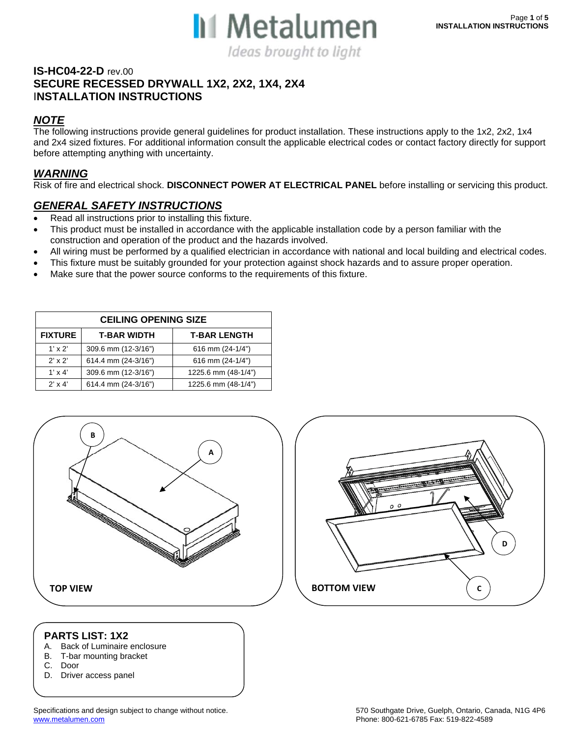# IS-HC04-22-D rev.00
# SECURE RECESSED DRYWALL 1X2, 2X2, 1X4, 2X4 INSTALLATION INSTRUCTIONS

## *NOTE*

The following instructions provide general guidelines for product installation. These instructions apply to the 1x2, 2x2, 1x4 and 2x4 sized fixtures. For additional information consult the applicable electrical codes or contact factory directly for support before attempting anything with uncertainty.

## *WARNING*

Risk of fire and electrical shock. **DISCONNECT POWER AT ELECTRICAL PANEL** before installing or servicing this product.

## *GENERAL SAFETY INSTRUCTIONS*

- Read all instructions prior to installing this fixture.
- This product must be installed in accordance with the applicable installation code by a person familiar with the construction and operation of the product and the hazards involved.
- All wiring must be performed by a qualified electrician in accordance with national and local building and electrical codes.
- This fixture must be suitably grounded for your protection against shock hazards and to assure proper operation.
- Make sure that the power source conforms to the requirements of this fixture.

| CEILING OPENING SIZE | | |
|---|---|---|
| **FIXTURE** | **T-BAR WIDTH** | **T-BAR LENGTH** |
| 1' x 2' | 309.6 mm (12-3/16") | 616 mm (24-1/4") |
| 2' x 2' | 614.4 mm (24-3/16") | 616 mm (24-1/4") |
| 1' x 4' | 309.6 mm (12-3/16") | 1225.6 mm (48-1/4") |
| 2' x 4' | 614.4 mm (24-3/16") | 1225.6 mm (48-1/4") |

TOP VIEW

BOTTOM VIEW

## PARTS LIST: 1X2

A. Back of Luminaire enclosure
B. T-bar mounting bracket
C. Door
D. Driver access panel

Specifications and design subject to change without notice.
www.metalumen.com

570 Southgate Drive, Guelph, Ontario, Canada, N1G 4P6
Phone: 800-621-6785 Fax: 519-822-4589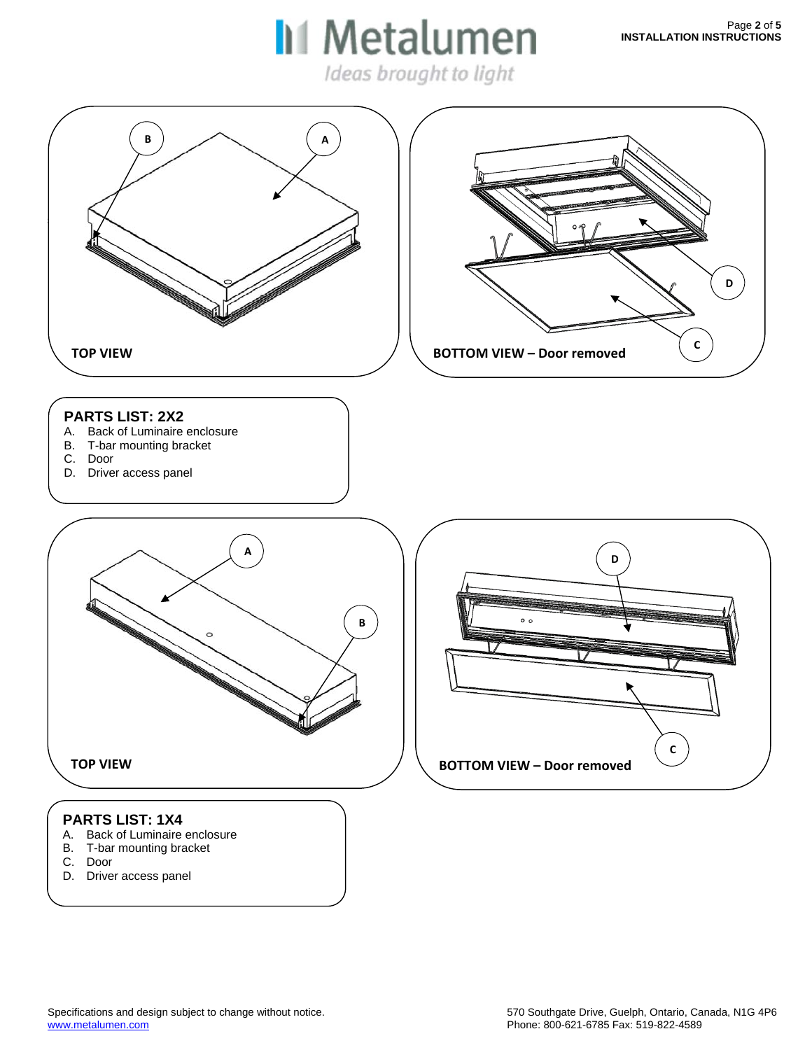TOP VIEW

BOTTOM VIEW – Door removed

**PARTS LIST: 2X2**

A. Back of Luminaire enclosure
B. T-bar mounting bracket
C. Door
D. Driver access panel

TOP VIEW

BOTTOM VIEW – Door removed

**PARTS LIST: 1X4**

A. Back of Luminaire enclosure
B. T-bar mounting bracket
C. Door
D. Driver access panel

Specifications and design subject to change without notice.
www.metalumen.com

570 Southgate Drive, Guelph, Ontario, Canada, N1G 4P6
Phone: 800-621-6785 Fax: 519-822-4589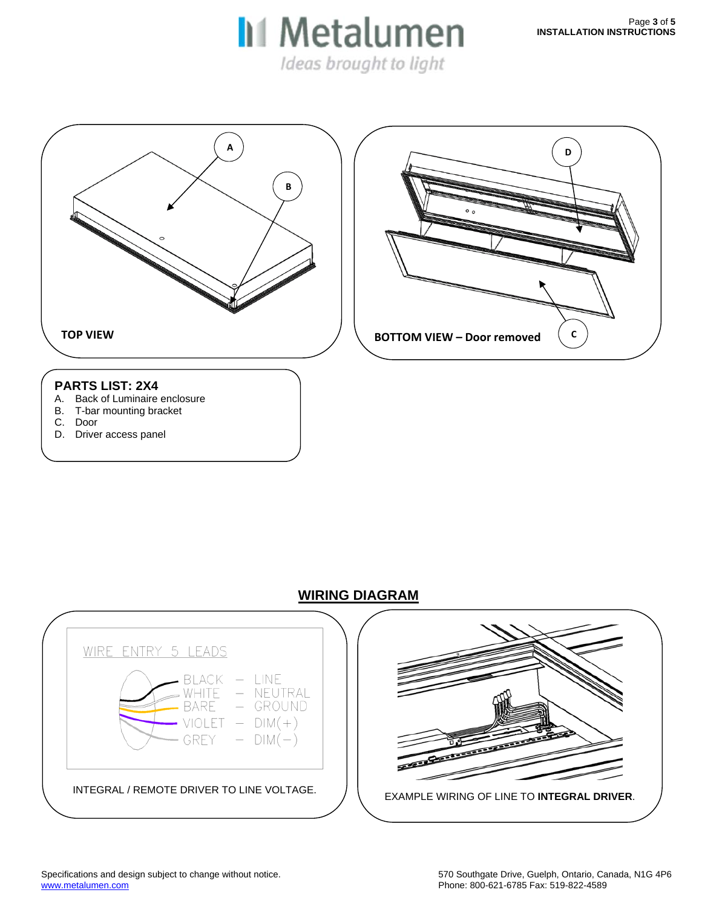TOP VIEW

BOTTOM VIEW – Door removed

**PARTS LIST: 2X4**

A. Back of Luminaire enclosure
B. T-bar mounting bracket
C. Door
D. Driver access panel

## WIRING DIAGRAM

WIRE ENTRY 5 LEADS

BLACK – LINE
WHITE – NEUTRAL
BARE – GROUND
VIOLET – DIM(+)
GREY – DIM(−)

INTEGRAL / REMOTE DRIVER TO LINE VOLTAGE.

EXAMPLE WIRING OF LINE TO **INTEGRAL DRIVER**.

Specifications and design subject to change without notice.
www.metalumen.com

570 Southgate Drive, Guelph, Ontario, Canada, N1G 4P6
Phone: 800-621-6785 Fax: 519-822-4589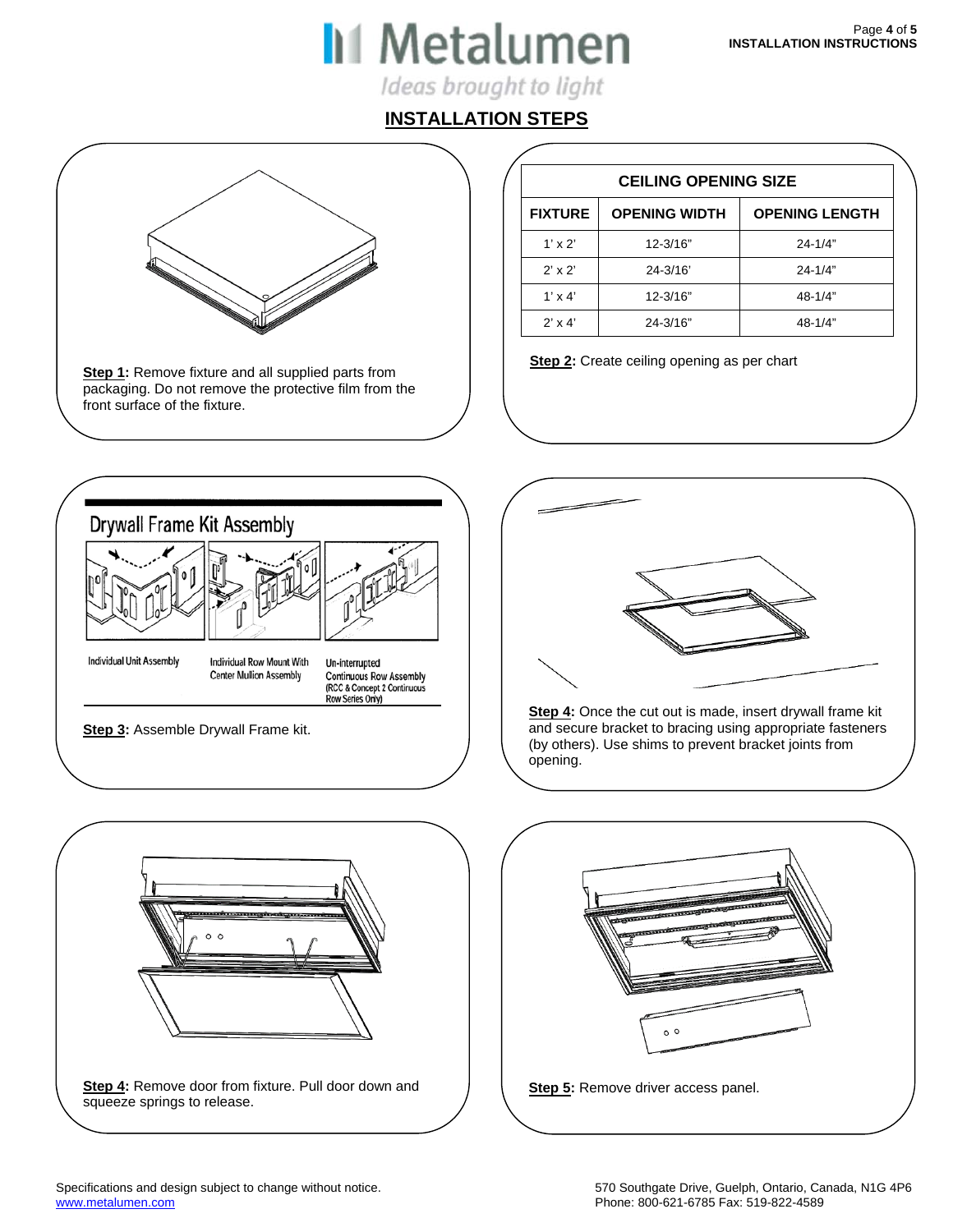## INSTALLATION STEPS

**Step 1:** Remove fixture and all supplied parts from packaging. Do not remove the protective film from the front surface of the fixture.

| CEILING OPENING SIZE | | |
|---|---|---|
| FIXTURE | OPENING WIDTH | OPENING LENGTH |
| 1' x 2' | 12-3/16" | 24-1/4" |
| 2' x 2' | 24-3/16' | 24-1/4" |
| 1' x 4' | 12-3/16" | 48-1/4" |
| 2' x 4' | 24-3/16" | 48-1/4" |

**Step 2:** Create ceiling opening as per chart

Drywall Frame Kit Assembly

Individual Unit Assembly

Individual Row Mount With Center Mullion Assembly

Un-interrupted Continuous Row Assembly (RCC & Concept 2 Continuous Row Series Only)

**Step 3:** Assemble Drywall Frame kit.

**Step 4:** Once the cut out is made, insert drywall frame kit and secure bracket to bracing using appropriate fasteners (by others). Use shims to prevent bracket joints from opening.

**Step 4:** Remove door from fixture. Pull door down and squeeze springs to release.

**Step 5:** Remove driver access panel.

Specifications and design subject to change without notice.
www.metalumen.com

570 Southgate Drive, Guelph, Ontario, Canada, N1G 4P6
Phone: 800-621-6785 Fax: 519-822-4589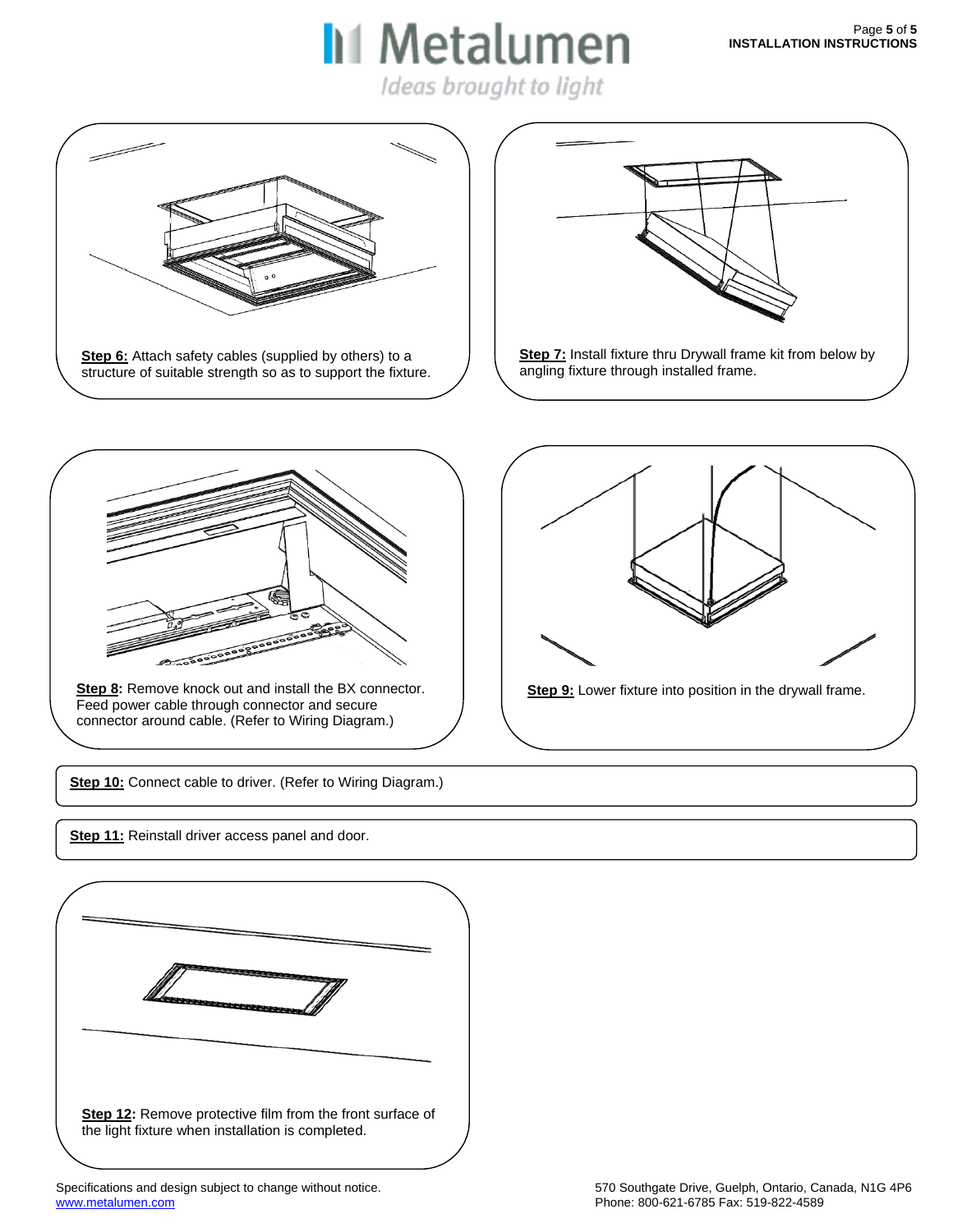**Step 6:** Attach safety cables (supplied by others) to a structure of suitable strength so as to support the fixture.

**Step 7:** Install fixture thru Drywall frame kit from below by angling fixture through installed frame.

**Step 8:** Remove knock out and install the BX connector. Feed power cable through connector and secure connector around cable. (Refer to Wiring Diagram.)

**Step 9:** Lower fixture into position in the drywall frame.

**Step 10:** Connect cable to driver. (Refer to Wiring Diagram.)

**Step 11:** Reinstall driver access panel and door.

**Step 12:** Remove protective film from the front surface of the light fixture when installation is completed.

Specifications and design subject to change without notice.
www.metalumen.com

570 Southgate Drive, Guelph, Ontario, Canada, N1G 4P6
Phone: 800-621-6785 Fax: 519-822-4589